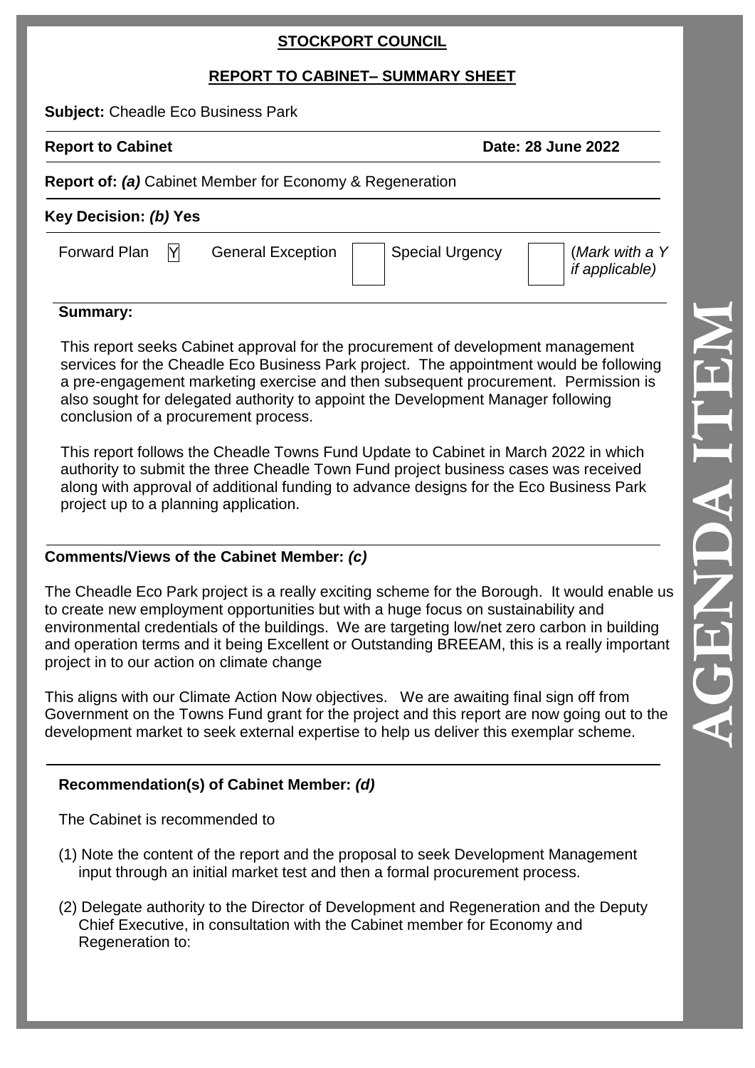**STOCKPORT COUNCIL**

**REPORT TO CABINET– SUMMARY SHEET**

**Subject:** Cheadle Eco Business Park

**Report to Cabinet** **Date: 28 June 2022**

**Report of:** ***(a)*** Cabinet Member for Economy & Regeneration

**Key Decision:** ***(b)*** **Yes**

| Forward Plan | Y | General Exception | | Special Urgency | | (*Mark with a Y if applicable)* |
|---|---|---|---|---|---|---|

**Summary:**

This report seeks Cabinet approval for the procurement of development management services for the Cheadle Eco Business Park project. The appointment would be following a pre-engagement marketing exercise and then subsequent procurement. Permission is also sought for delegated authority to appoint the Development Manager following conclusion of a procurement process.

This report follows the Cheadle Towns Fund Update to Cabinet in March 2022 in which authority to submit the three Cheadle Town Fund project business cases was received along with approval of additional funding to advance designs for the Eco Business Park project up to a planning application.

**Comments/Views of the Cabinet Member:** ***(c)***

The Cheadle Eco Park project is a really exciting scheme for the Borough. It would enable us to create new employment opportunities but with a huge focus on sustainability and environmental credentials of the buildings. We are targeting low/net zero carbon in building and operation terms and it being Excellent or Outstanding BREEAM, this is a really important project in to our action on climate change

This aligns with our Climate Action Now objectives. We are awaiting final sign off from Government on the Towns Fund grant for the project and this report are now going out to the development market to seek external expertise to help us deliver this exemplar scheme.

**Recommendation(s) of Cabinet Member:** ***(d)***

The Cabinet is recommended to

(1) Note the content of the report and the proposal to seek Development Management input through an initial market test and then a formal procurement process.

(2) Delegate authority to the Director of Development and Regeneration and the Deputy Chief Executive, in consultation with the Cabinet member for Economy and Regeneration to: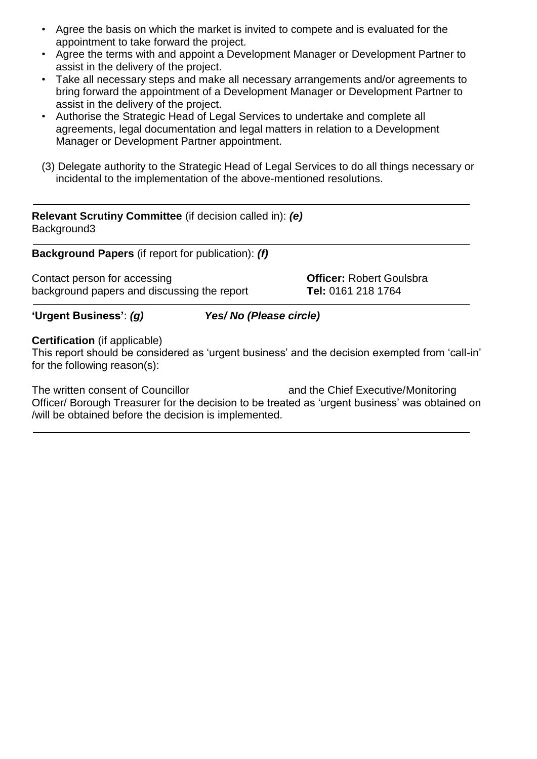- Agree the basis on which the market is invited to compete and is evaluated for the appointment to take forward the project.
- Agree the terms with and appoint a Development Manager or Development Partner to assist in the delivery of the project.
- Take all necessary steps and make all necessary arrangements and/or agreements to bring forward the appointment of a Development Manager or Development Partner to assist in the delivery of the project.
- Authorise the Strategic Head of Legal Services to undertake and complete all agreements, legal documentation and legal matters in relation to a Development Manager or Development Partner appointment.

(3) Delegate authority to the Strategic Head of Legal Services to do all things necessary or incidental to the implementation of the above-mentioned resolutions.

---

**Relevant Scrutiny Committee** (if decision called in): ***(e)***
Background3

---

**Background Papers** (if report for publication): ***(f)***

| | |
|---|---|
| Contact person for accessing background papers and discussing the report | **Officer:** Robert Goulsbra<br>**Tel:** 0161 218 1764 |

---

**'Urgent Business'**: ***(g)*** ***Yes/ No (Please circle)***

**Certification** (if applicable)
This report should be considered as 'urgent business' and the decision exempted from 'call-in' for the following reason(s):

The written consent of Councillor and the Chief Executive/Monitoring Officer/ Borough Treasurer for the decision to be treated as 'urgent business' was obtained on /will be obtained before the decision is implemented.

---